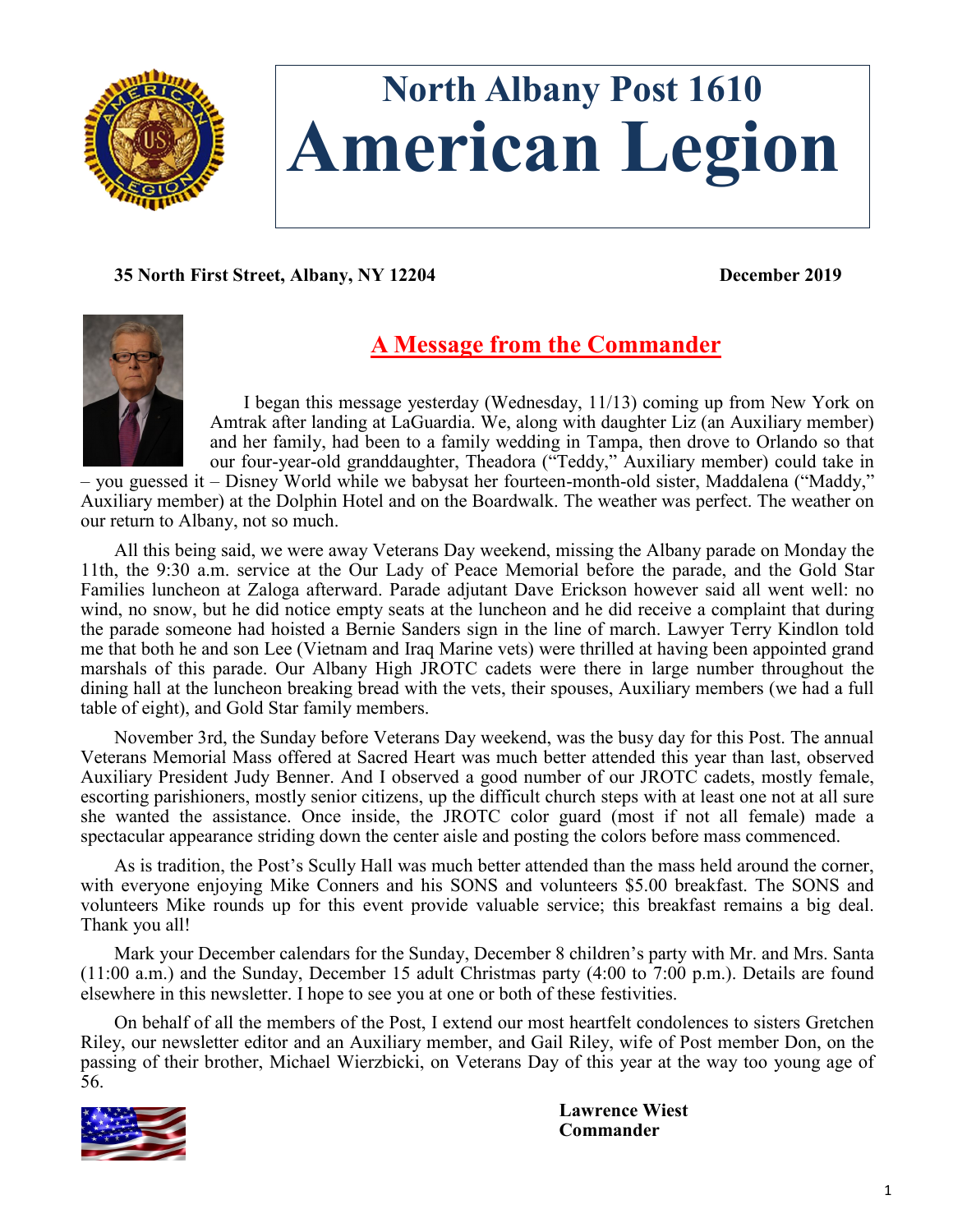# North Albany Post 1610

# American Legion

**35 North First Street, Albany, NY 12204** **December 2019**

## A Message from the Commander

I began this message yesterday (Wednesday, 11/13) coming up from New York on Amtrak after landing at LaGuardia. We, along with daughter Liz (an Auxiliary member) and her family, had been to a family wedding in Tampa, then drove to Orlando so that our four-year-old granddaughter, Theadora ("Teddy," Auxiliary member) could take in – you guessed it – Disney World while we babysat her fourteen-month-old sister, Maddalena ("Maddy," Auxiliary member) at the Dolphin Hotel and on the Boardwalk. The weather was perfect. The weather on our return to Albany, not so much.

All this being said, we were away Veterans Day weekend, missing the Albany parade on Monday the 11th, the 9:30 a.m. service at the Our Lady of Peace Memorial before the parade, and the Gold Star Families luncheon at Zaloga afterward. Parade adjutant Dave Erickson however said all went well: no wind, no snow, but he did notice empty seats at the luncheon and he did receive a complaint that during the parade someone had hoisted a Bernie Sanders sign in the line of march. Lawyer Terry Kindlon told me that both he and son Lee (Vietnam and Iraq Marine vets) were thrilled at having been appointed grand marshals of this parade. Our Albany High JROTC cadets were there in large number throughout the dining hall at the luncheon breaking bread with the vets, their spouses, Auxiliary members (we had a full table of eight), and Gold Star family members.

November 3rd, the Sunday before Veterans Day weekend, was the busy day for this Post. The annual Veterans Memorial Mass offered at Sacred Heart was much better attended this year than last, observed Auxiliary President Judy Benner. And I observed a good number of our JROTC cadets, mostly female, escorting parishioners, mostly senior citizens, up the difficult church steps with at least one not at all sure she wanted the assistance. Once inside, the JROTC color guard (most if not all female) made a spectacular appearance striding down the center aisle and posting the colors before mass commenced.

As is tradition, the Post's Scully Hall was much better attended than the mass held around the corner, with everyone enjoying Mike Conners and his SONS and volunteers $5.00 breakfast. The SONS and volunteers Mike rounds up for this event provide valuable service; this breakfast remains a big deal. Thank you all!

Mark your December calendars for the Sunday, December 8 children's party with Mr. and Mrs. Santa (11:00 a.m.) and the Sunday, December 15 adult Christmas party (4:00 to 7:00 p.m.). Details are found elsewhere in this newsletter. I hope to see you at one or both of these festivities.

On behalf of all the members of the Post, I extend our most heartfelt condolences to sisters Gretchen Riley, our newsletter editor and an Auxiliary member, and Gail Riley, wife of Post member Don, on the passing of their brother, Michael Wierzbicki, on Veterans Day of this year at the way too young age of 56.

**Lawrence Wiest**
**Commander**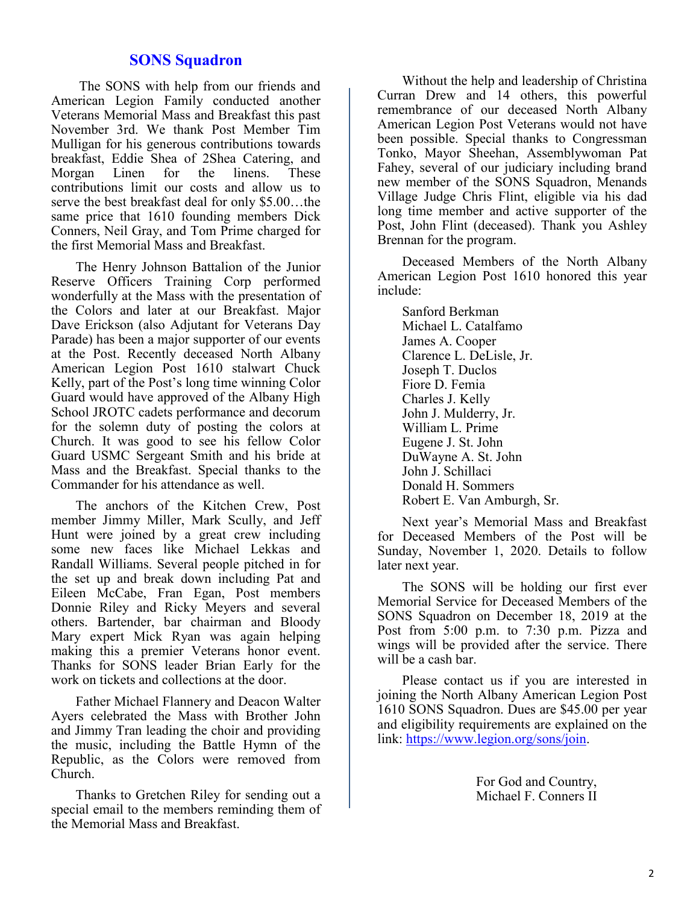## SONS Squadron

The SONS with help from our friends and American Legion Family conducted another Veterans Memorial Mass and Breakfast this past November 3rd. We thank Post Member Tim Mulligan for his generous contributions towards breakfast, Eddie Shea of 2Shea Catering, and Morgan Linen for the linens. These contributions limit our costs and allow us to serve the best breakfast deal for only $5.00…the same price that 1610 founding members Dick Conners, Neil Gray, and Tom Prime charged for the first Memorial Mass and Breakfast.

The Henry Johnson Battalion of the Junior Reserve Officers Training Corp performed wonderfully at the Mass with the presentation of the Colors and later at our Breakfast. Major Dave Erickson (also Adjutant for Veterans Day Parade) has been a major supporter of our events at the Post. Recently deceased North Albany American Legion Post 1610 stalwart Chuck Kelly, part of the Post's long time winning Color Guard would have approved of the Albany High School JROTC cadets performance and decorum for the solemn duty of posting the colors at Church. It was good to see his fellow Color Guard USMC Sergeant Smith and his bride at Mass and the Breakfast. Special thanks to the Commander for his attendance as well.

The anchors of the Kitchen Crew, Post member Jimmy Miller, Mark Scully, and Jeff Hunt were joined by a great crew including some new faces like Michael Lekkas and Randall Williams. Several people pitched in for the set up and break down including Pat and Eileen McCabe, Fran Egan, Post members Donnie Riley and Ricky Meyers and several others. Bartender, bar chairman and Bloody Mary expert Mick Ryan was again helping making this a premier Veterans honor event. Thanks for SONS leader Brian Early for the work on tickets and collections at the door.

Father Michael Flannery and Deacon Walter Ayers celebrated the Mass with Brother John and Jimmy Tran leading the choir and providing the music, including the Battle Hymn of the Republic, as the Colors were removed from Church.

Thanks to Gretchen Riley for sending out a special email to the members reminding them of the Memorial Mass and Breakfast.

Without the help and leadership of Christina Curran Drew and 14 others, this powerful remembrance of our deceased North Albany American Legion Post Veterans would not have been possible. Special thanks to Congressman Tonko, Mayor Sheehan, Assemblywoman Pat Fahey, several of our judiciary including brand new member of the SONS Squadron, Menands Village Judge Chris Flint, eligible via his dad long time member and active supporter of the Post, John Flint (deceased). Thank you Ashley Brennan for the program.

Deceased Members of the North Albany American Legion Post 1610 honored this year include:

Sanford Berkman  
Michael L. Catalfamo  
James A. Cooper  
Clarence L. DeLisle, Jr.  
Joseph T. Duclos  
Fiore D. Femia  
Charles J. Kelly  
John J. Mulderry, Jr.  
William L. Prime  
Eugene J. St. John  
DuWayne A. St. John  
John J. Schillaci  
Donald H. Sommers  
Robert E. Van Amburgh, Sr.

Next year's Memorial Mass and Breakfast for Deceased Members of the Post will be Sunday, November 1, 2020. Details to follow later next year.

The SONS will be holding our first ever Memorial Service for Deceased Members of the SONS Squadron on December 18, 2019 at the Post from 5:00 p.m. to 7:30 p.m. Pizza and wings will be provided after the service. There will be a cash bar.

Please contact us if you are interested in joining the North Albany American Legion Post 1610 SONS Squadron. Dues are $45.00 per year and eligibility requirements are explained on the link: https://www.legion.org/sons/join.

For God and Country,  
Michael F. Conners II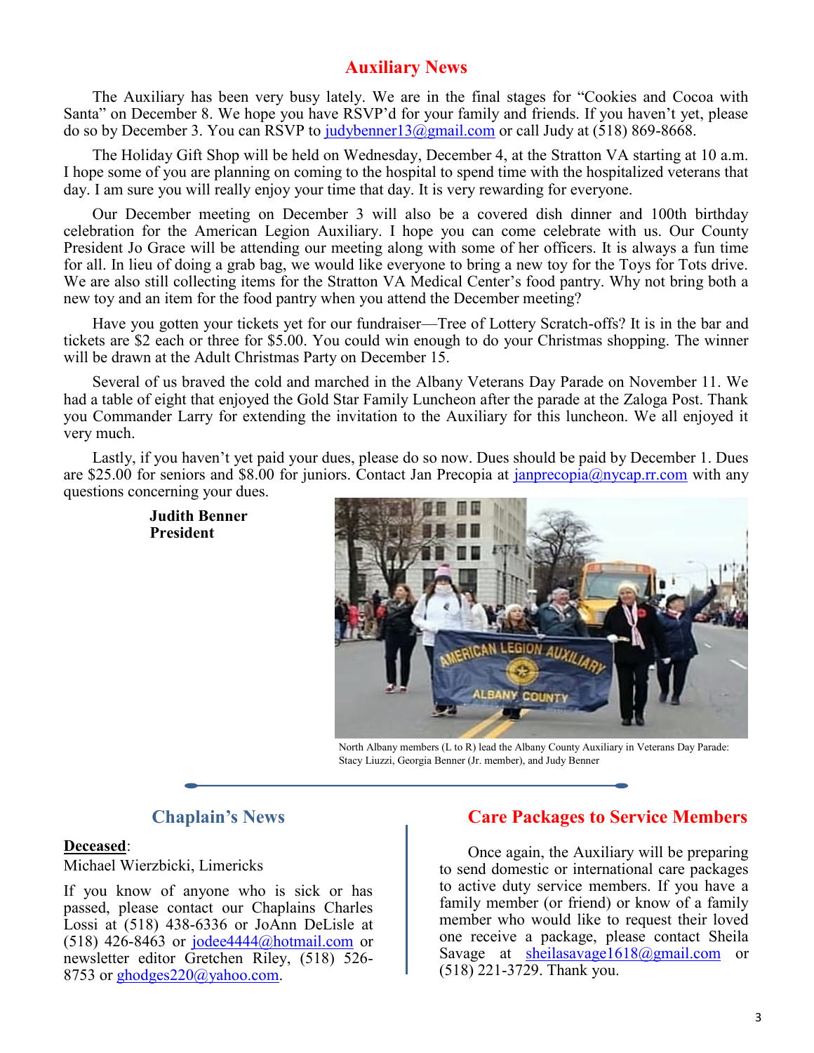## Auxiliary News

The Auxiliary has been very busy lately. We are in the final stages for "Cookies and Cocoa with Santa" on December 8. We hope you have RSVP'd for your family and friends. If you haven't yet, please do so by December 3. You can RSVP to judybenner13@gmail.com or call Judy at (518) 869-8668.

The Holiday Gift Shop will be held on Wednesday, December 4, at the Stratton VA starting at 10 a.m. I hope some of you are planning on coming to the hospital to spend time with the hospitalized veterans that day. I am sure you will really enjoy your time that day. It is very rewarding for everyone.

Our December meeting on December 3 will also be a covered dish dinner and 100th birthday celebration for the American Legion Auxiliary. I hope you can come celebrate with us. Our County President Jo Grace will be attending our meeting along with some of her officers. It is always a fun time for all. In lieu of doing a grab bag, we would like everyone to bring a new toy for the Toys for Tots drive. We are also still collecting items for the Stratton VA Medical Center's food pantry. Why not bring both a new toy and an item for the food pantry when you attend the December meeting?

Have you gotten your tickets yet for our fundraiser—Tree of Lottery Scratch-offs? It is in the bar and tickets are $2 each or three for $5.00. You could win enough to do your Christmas shopping. The winner will be drawn at the Adult Christmas Party on December 15.

Several of us braved the cold and marched in the Albany Veterans Day Parade on November 11. We had a table of eight that enjoyed the Gold Star Family Luncheon after the parade at the Zaloga Post. Thank you Commander Larry for extending the invitation to the Auxiliary for this luncheon. We all enjoyed it very much.

Lastly, if you haven't yet paid your dues, please do so now. Dues should be paid by December 1. Dues are $25.00 for seniors and $8.00 for juniors. Contact Jan Precopia at janprecopia@nycap.rr.com with any questions concerning your dues.

**Judith Benner**
**President**

North Albany members (L to R) lead the Albany County Auxiliary in Veterans Day Parade: Stacy Liuzzi, Georgia Benner (Jr. member), and Judy Benner

## Chaplain's News

**Deceased**:
Michael Wierzbicki, Limericks

If you know of anyone who is sick or has passed, please contact our Chaplains Charles Lossi at (518) 438-6336 or JoAnn DeLisle at (518) 426-8463 or jodee4444@hotmail.com or newsletter editor Gretchen Riley, (518) 526-8753 or ghodges220@yahoo.com.

## Care Packages to Service Members

Once again, the Auxiliary will be preparing to send domestic or international care packages to active duty service members. If you have a family member (or friend) or know of a family member who would like to request their loved one receive a package, please contact Sheila Savage at sheilasavage1618@gmail.com or (518) 221-3729. Thank you.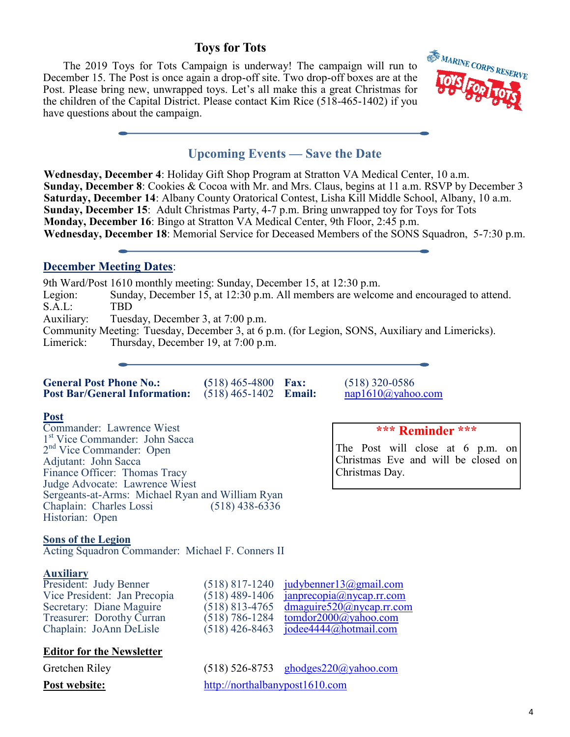## Toys for Tots

The 2019 Toys for Tots Campaign is underway! The campaign will run to December 15. The Post is once again a drop-off site. Two drop-off boxes are at the Post. Please bring new, unwrapped toys. Let's all make this a great Christmas for the children of the Capital District. Please contact Kim Rice (518-465-1402) if you have questions about the campaign.

## Upcoming Events — Save the Date

**Wednesday, December 4**: Holiday Gift Shop Program at Stratton VA Medical Center, 10 a.m.
**Sunday, December 8**: Cookies & Cocoa with Mr. and Mrs. Claus, begins at 11 a.m. RSVP by December 3
**Saturday, December 14**: Albany County Oratorical Contest, Lisha Kill Middle School, Albany, 10 a.m.
**Sunday, December 15**: Adult Christmas Party, 4-7 p.m. Bring unwrapped toy for Toys for Tots
**Monday, December 16**: Bingo at Stratton VA Medical Center, 9th Floor, 2:45 p.m.
**Wednesday, December 18**: Memorial Service for Deceased Members of the SONS Squadron, 5-7:30 p.m.

### December Meeting Dates:

9th Ward/Post 1610 monthly meeting: Sunday, December 15, at 12:30 p.m.
Legion: Sunday, December 15, at 12:30 p.m. All members are welcome and encouraged to attend.
S.A.L: TBD
Auxiliary: Tuesday, December 3, at 7:00 p.m.
Community Meeting: Tuesday, December 3, at 6 p.m. (for Legion, SONS, Auxiliary and Limericks).
Limerick: Thursday, December 19, at 7:00 p.m.

**General Post Phone No.:** (518) 465-4800 **Fax:** (518) 320-0586
**Post Bar/General Information:** (518) 465-1402 **Email:** nap1610@yahoo.com

### Post

Commander: Lawrence Wiest
1st Vice Commander: John Sacca
2nd Vice Commander: Open
Adjutant: John Sacca
Finance Officer: Thomas Tracy
Judge Advocate: Lawrence Wiest
Sergeants-at-Arms: Michael Ryan and William Ryan
Chaplain: Charles Lossi (518) 438-6336
Historian: Open

**\*\*\* Reminder \*\*\***

The Post will close at 6 p.m. on Christmas Eve and will be closed on Christmas Day.

### Sons of the Legion

Acting Squadron Commander: Michael F. Conners II

### Auxiliary

| | | |
|---|---|---|
| President: Judy Benner | (518) 817-1240 | judybenner13@gmail.com |
| Vice President: Jan Precopia | (518) 489-1406 | janprecopia@nycap.rr.com |
| Secretary: Diane Maguire | (518) 813-4765 | dmaguire520@nycap.rr.com |
| Treasurer: Dorothy Curran | (518) 786-1284 | tomdor2000@yahoo.com |
| Chaplain: JoAnn DeLisle | (518) 426-8463 | jodee4444@hotmail.com |

### Editor for the Newsletter

Gretchen Riley (518) 526-8753 ghodges220@yahoo.com

**Post website:** http://northalbanypost1610.com